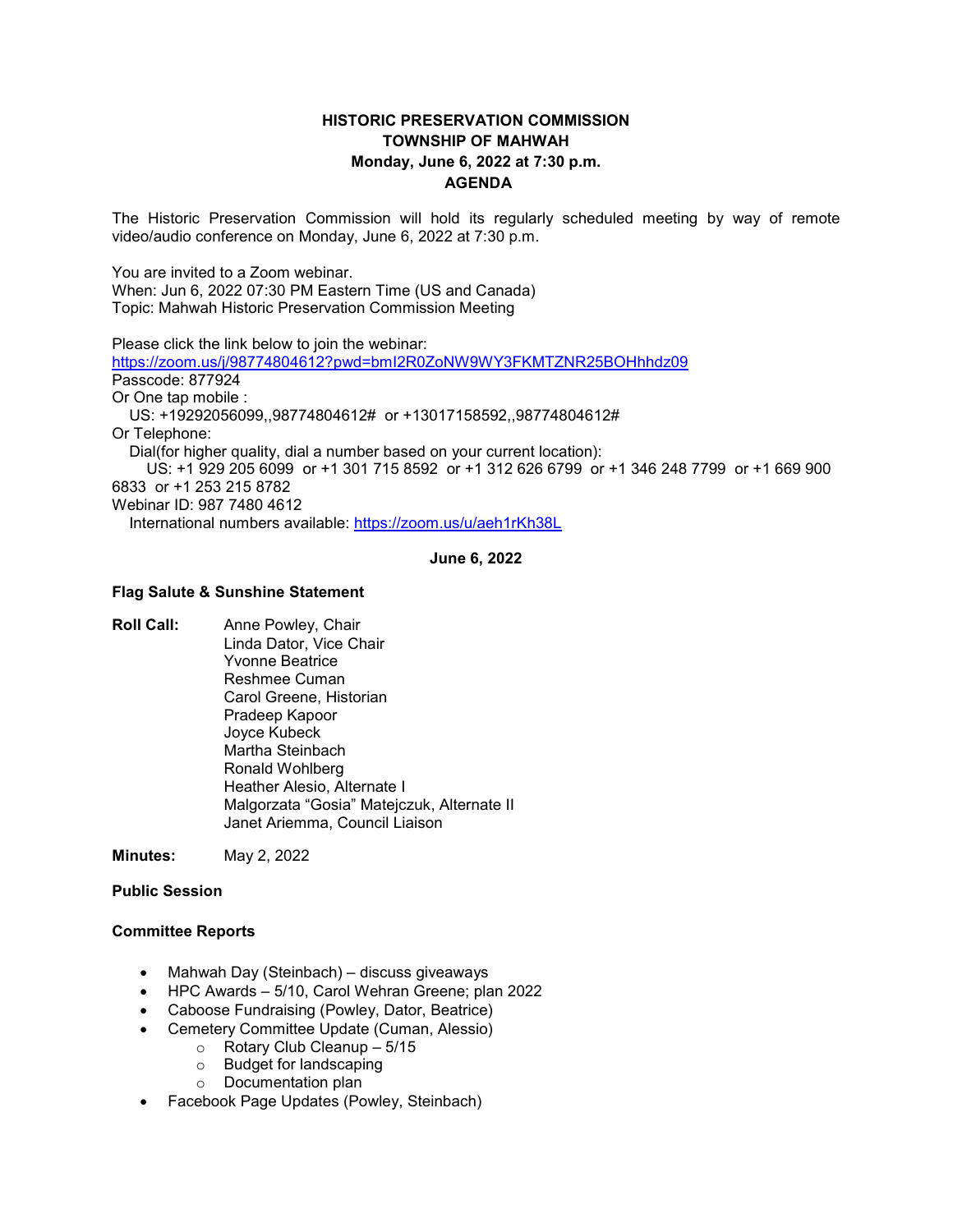**HISTORIC PRESERVATION COMMISSION**
**TOWNSHIP OF MAHWAH**
**Monday, June 6, 2022 at 7:30 p.m.**
**AGENDA**

The Historic Preservation Commission will hold its regularly scheduled meeting by way of remote video/audio conference on Monday, June 6, 2022 at 7:30 p.m.

You are invited to a Zoom webinar.
When: Jun 6, 2022 07:30 PM Eastern Time (US and Canada)
Topic: Mahwah Historic Preservation Commission Meeting

Please click the link below to join the webinar:
https://zoom.us/j/98774804612?pwd=bmI2R0ZoNW9WY3FKMTZNR25BOHhhdz09
Passcode: 877924
Or One tap mobile :
US: +19292056099,,98774804612# or +13017158592,,98774804612#
Or Telephone:
Dial(for higher quality, dial a number based on your current location):
US: +1 929 205 6099 or +1 301 715 8592 or +1 312 626 6799 or +1 346 248 7799 or +1 669 900 6833 or +1 253 215 8782
Webinar ID: 987 7480 4612
International numbers available: https://zoom.us/u/aeh1rKh38L

**June 6, 2022**

**Flag Salute & Sunshine Statement**

**Roll Call:**
Anne Powley, Chair
Linda Dator, Vice Chair
Yvonne Beatrice
Reshmee Cuman
Carol Greene, Historian
Pradeep Kapoor
Joyce Kubeck
Martha Steinbach
Ronald Wohlberg
Heather Alesio, Alternate I
Malgorzata "Gosia" Matejczuk, Alternate II
Janet Ariemma, Council Liaison

**Minutes:** May 2, 2022

**Public Session**

**Committee Reports**

- Mahwah Day (Steinbach) – discuss giveaways
- HPC Awards – 5/10, Carol Wehran Greene; plan 2022
- Caboose Fundraising (Powley, Dator, Beatrice)
- Cemetery Committee Update (Cuman, Alessio)
  - Rotary Club Cleanup – 5/15
  - Budget for landscaping
  - Documentation plan
- Facebook Page Updates (Powley, Steinbach)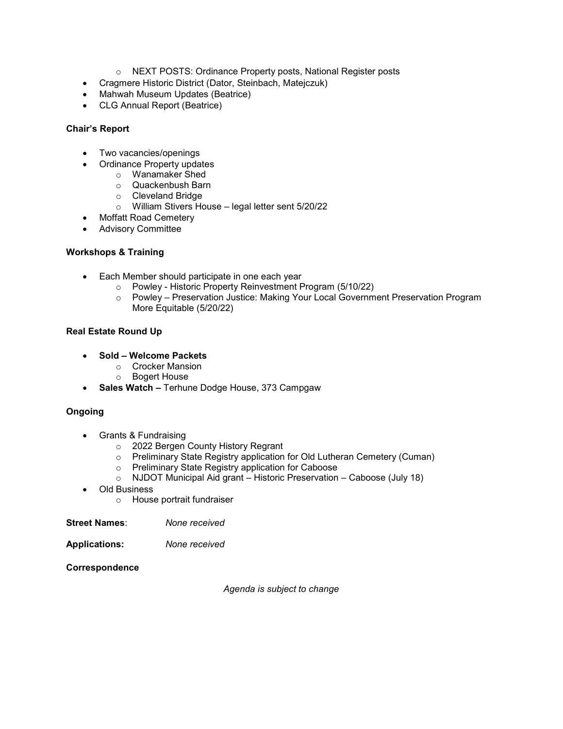- NEXT POSTS: Ordinance Property posts, National Register posts
- Cragmere Historic District (Dator, Steinbach, Matejczuk)
- Mahwah Museum Updates (Beatrice)
- CLG Annual Report (Beatrice)

**Chair's Report**

- Two vacancies/openings
- Ordinance Property updates
    - Wanamaker Shed
    - Quackenbush Barn
    - Cleveland Bridge
    - William Stivers House – legal letter sent 5/20/22
- Moffatt Road Cemetery
- Advisory Committee

**Workshops & Training**

- Each Member should participate in one each year
    - Powley - Historic Property Reinvestment Program (5/10/22)
    - Powley – Preservation Justice: Making Your Local Government Preservation Program More Equitable (5/20/22)

**Real Estate Round Up**

- **Sold – Welcome Packets**
    - Crocker Mansion
    - Bogert House
- **Sales Watch –** Terhune Dodge House, 373 Campgaw

**Ongoing**

- Grants & Fundraising
    - 2022 Bergen County History Regrant
    - Preliminary State Registry application for Old Lutheran Cemetery (Cuman)
    - Preliminary State Registry application for Caboose
    - NJDOT Municipal Aid grant – Historic Preservation – Caboose (July 18)
- Old Business
    - House portrait fundraiser

**Street Names**: *None received*

**Applications:** *None received*

**Correspondence**

*Agenda is subject to change*